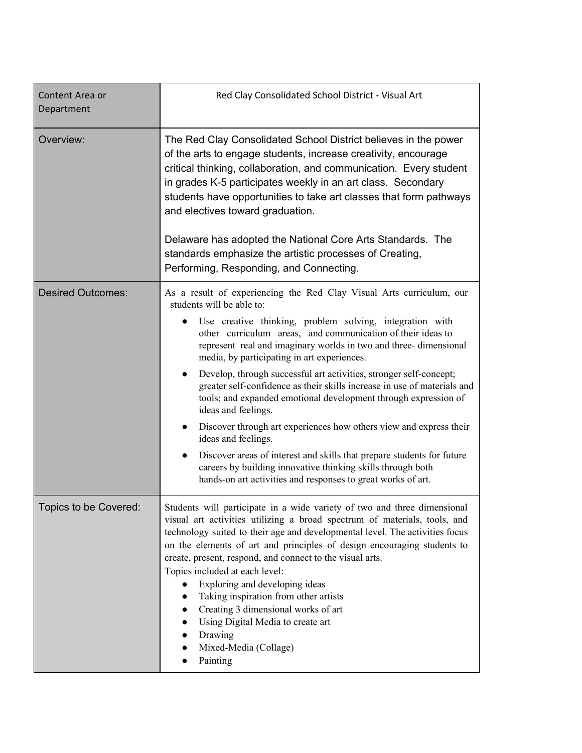| Content Area or Department | Red Clay Consolidated School District - Visual Art |
|---|---|
| Overview: | The Red Clay Consolidated School District believes in the power of the arts to engage students, increase creativity, encourage critical thinking, collaboration, and communication. Every student in grades K-5 participates weekly in an art class. Secondary students have opportunities to take art classes that form pathways and electives toward graduation.<br><br>Delaware has adopted the National Core Arts Standards. The standards emphasize the artistic processes of Creating, Performing, Responding, and Connecting. |
| Desired Outcomes: | As a result of experiencing the Red Clay Visual Arts curriculum, our students will be able to:<br>● Use creative thinking, problem solving, integration with other curriculum areas, and communication of their ideas to represent real and imaginary worlds in two and three- dimensional media, by participating in art experiences.<br>● Develop, through successful art activities, stronger self-concept; greater self-confidence as their skills increase in use of materials and tools; and expanded emotional development through expression of ideas and feelings.<br>● Discover through art experiences how others view and express their ideas and feelings.<br>● Discover areas of interest and skills that prepare students for future careers by building innovative thinking skills through both hands-on art activities and responses to great works of art. |
| Topics to be Covered: | Students will participate in a wide variety of two and three dimensional visual art activities utilizing a broad spectrum of materials, tools, and technology suited to their age and developmental level. The activities focus on the elements of art and principles of design encouraging students to create, present, respond, and connect to the visual arts.<br>Topics included at each level:<br>● Exploring and developing ideas<br>● Taking inspiration from other artists<br>● Creating 3 dimensional works of art<br>● Using Digital Media to create art<br>● Drawing<br>● Mixed-Media (Collage)<br>● Painting |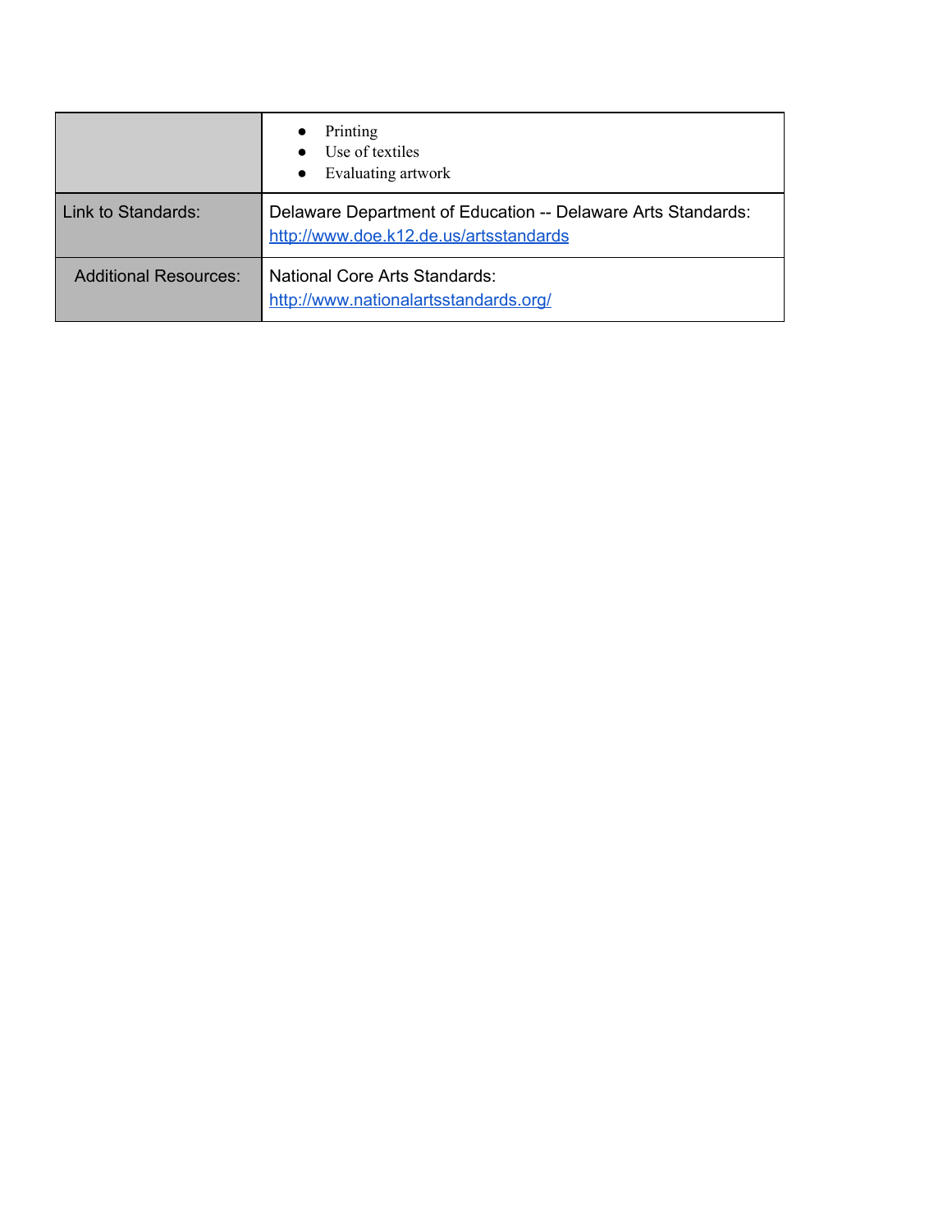| | |
|---|---|
| | • Printing<br>• Use of textiles<br>• Evaluating artwork |
| Link to Standards: | Delaware Department of Education -- Delaware Arts Standards: http://www.doe.k12.de.us/artsstandards |
| Additional Resources: | National Core Arts Standards: http://www.nationalartsstandards.org/ |